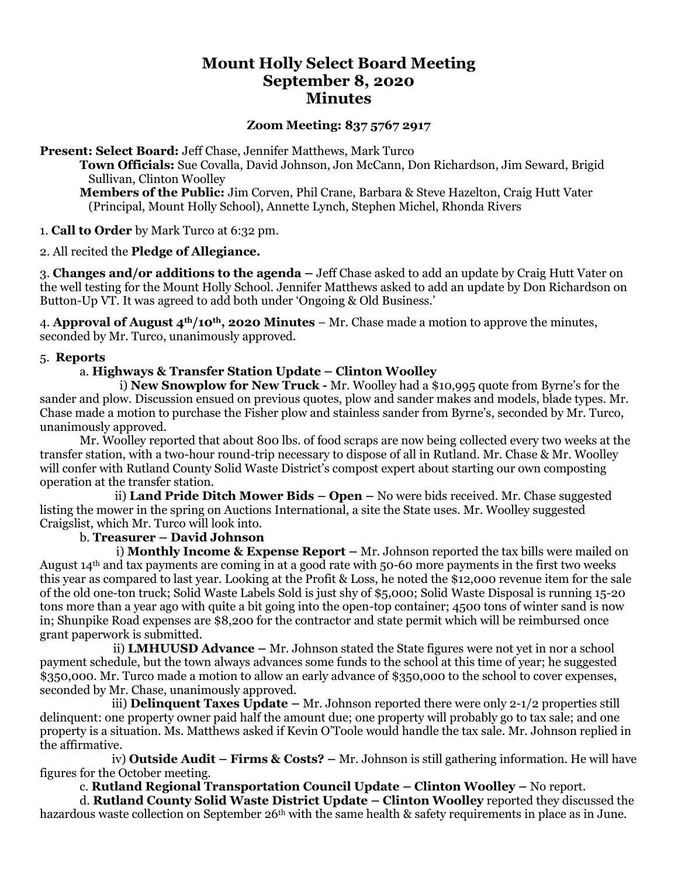# Mount Holly Select Board Meeting
# September 8, 2020
# Minutes

**Zoom Meeting: 837 5767 2917**

**Present: Select Board:** Jeff Chase, Jennifer Matthews, Mark Turco
**Town Officials:** Sue Covalla, David Johnson, Jon McCann, Don Richardson, Jim Seward, Brigid Sullivan, Clinton Woolley
**Members of the Public:** Jim Corven, Phil Crane, Barbara & Steve Hazelton, Craig Hutt Vater (Principal, Mount Holly School), Annette Lynch, Stephen Michel, Rhonda Rivers

1. **Call to Order** by Mark Turco at 6:32 pm.

2. All recited the **Pledge of Allegiance.**

3. **Changes and/or additions to the agenda –** Jeff Chase asked to add an update by Craig Hutt Vater on the well testing for the Mount Holly School. Jennifer Matthews asked to add an update by Don Richardson on Button-Up VT. It was agreed to add both under 'Ongoing & Old Business.'

4. **Approval of August 4th/10th, 2020 Minutes** – Mr. Chase made a motion to approve the minutes, seconded by Mr. Turco, unanimously approved.

5. **Reports**

a. **Highways & Transfer Station Update – Clinton Woolley**

i) **New Snowplow for New Truck -** Mr. Woolley had a $10,995 quote from Byrne's for the sander and plow. Discussion ensued on previous quotes, plow and sander makes and models, blade types. Mr. Chase made a motion to purchase the Fisher plow and stainless sander from Byrne's, seconded by Mr. Turco, unanimously approved.

Mr. Woolley reported that about 800 lbs. of food scraps are now being collected every two weeks at the transfer station, with a two-hour round-trip necessary to dispose of all in Rutland. Mr. Chase & Mr. Woolley will confer with Rutland County Solid Waste District's compost expert about starting our own composting operation at the transfer station.

ii) **Land Pride Ditch Mower Bids – Open –** No were bids received. Mr. Chase suggested listing the mower in the spring on Auctions International, a site the State uses. Mr. Woolley suggested Craigslist, which Mr. Turco will look into.

b. **Treasurer – David Johnson**

i) **Monthly Income & Expense Report –** Mr. Johnson reported the tax bills were mailed on August 14th and tax payments are coming in at a good rate with 50-60 more payments in the first two weeks this year as compared to last year. Looking at the Profit & Loss, he noted the $12,000 revenue item for the sale of the old one-ton truck; Solid Waste Labels Sold is just shy of $5,000; Solid Waste Disposal is running 15-20 tons more than a year ago with quite a bit going into the open-top container; 4500 tons of winter sand is now in; Shunpike Road expenses are $8,200 for the contractor and state permit which will be reimbursed once grant paperwork is submitted.

ii) **LMHUUSD Advance –** Mr. Johnson stated the State figures were not yet in nor a school payment schedule, but the town always advances some funds to the school at this time of year; he suggested $350,000. Mr. Turco made a motion to allow an early advance of $350,000 to the school to cover expenses, seconded by Mr. Chase, unanimously approved.

iii) **Delinquent Taxes Update –** Mr. Johnson reported there were only 2-1/2 properties still delinquent: one property owner paid half the amount due; one property will probably go to tax sale; and one property is a situation. Ms. Matthews asked if Kevin O'Toole would handle the tax sale. Mr. Johnson replied in the affirmative.

iv) **Outside Audit – Firms & Costs? –** Mr. Johnson is still gathering information. He will have figures for the October meeting.

c. **Rutland Regional Transportation Council Update – Clinton Woolley –** No report.

d. **Rutland County Solid Waste District Update – Clinton Woolley** reported they discussed the hazardous waste collection on September 26th with the same health & safety requirements in place as in June.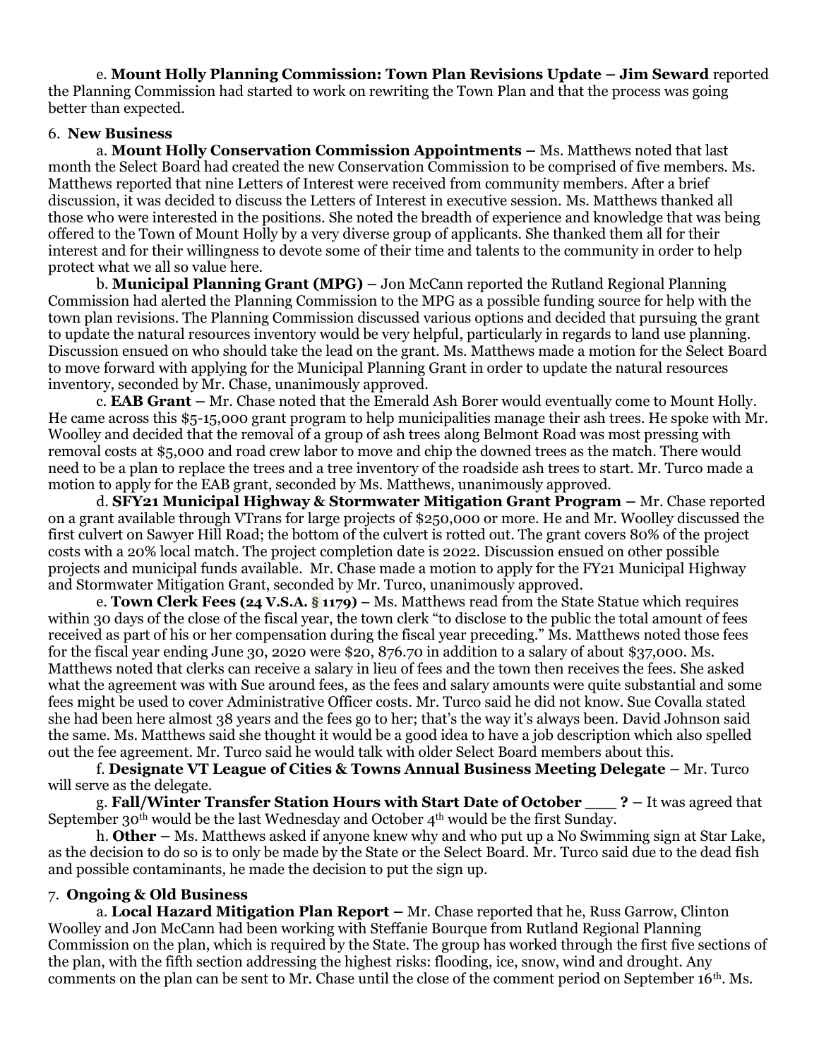e. **Mount Holly Planning Commission: Town Plan Revisions Update – Jim Seward** reported the Planning Commission had started to work on rewriting the Town Plan and that the process was going better than expected.

6. **New Business**

a. **Mount Holly Conservation Commission Appointments –** Ms. Matthews noted that last month the Select Board had created the new Conservation Commission to be comprised of five members. Ms. Matthews reported that nine Letters of Interest were received from community members. After a brief discussion, it was decided to discuss the Letters of Interest in executive session. Ms. Matthews thanked all those who were interested in the positions. She noted the breadth of experience and knowledge that was being offered to the Town of Mount Holly by a very diverse group of applicants. She thanked them all for their interest and for their willingness to devote some of their time and talents to the community in order to help protect what we all so value here.

b. **Municipal Planning Grant (MPG) –** Jon McCann reported the Rutland Regional Planning Commission had alerted the Planning Commission to the MPG as a possible funding source for help with the town plan revisions. The Planning Commission discussed various options and decided that pursuing the grant to update the natural resources inventory would be very helpful, particularly in regards to land use planning. Discussion ensued on who should take the lead on the grant. Ms. Matthews made a motion for the Select Board to move forward with applying for the Municipal Planning Grant in order to update the natural resources inventory, seconded by Mr. Chase, unanimously approved.

c. **EAB Grant –** Mr. Chase noted that the Emerald Ash Borer would eventually come to Mount Holly. He came across this $5-15,000 grant program to help municipalities manage their ash trees. He spoke with Mr. Woolley and decided that the removal of a group of ash trees along Belmont Road was most pressing with removal costs at $5,000 and road crew labor to move and chip the downed trees as the match. There would need to be a plan to replace the trees and a tree inventory of the roadside ash trees to start. Mr. Turco made a motion to apply for the EAB grant, seconded by Ms. Matthews, unanimously approved.

d. **SFY21 Municipal Highway & Stormwater Mitigation Grant Program –** Mr. Chase reported on a grant available through VTrans for large projects of $250,000 or more. He and Mr. Woolley discussed the first culvert on Sawyer Hill Road; the bottom of the culvert is rotted out. The grant covers 80% of the project costs with a 20% local match. The project completion date is 2022. Discussion ensued on other possible projects and municipal funds available. Mr. Chase made a motion to apply for the FY21 Municipal Highway and Stormwater Mitigation Grant, seconded by Mr. Turco, unanimously approved.

e. **Town Clerk Fees (24 V.S.A. § 1179) –** Ms. Matthews read from the State Statue which requires within 30 days of the close of the fiscal year, the town clerk "to disclose to the public the total amount of fees received as part of his or her compensation during the fiscal year preceding." Ms. Matthews noted those fees for the fiscal year ending June 30, 2020 were $20, 876.70 in addition to a salary of about $37,000. Ms. Matthews noted that clerks can receive a salary in lieu of fees and the town then receives the fees. She asked what the agreement was with Sue around fees, as the fees and salary amounts were quite substantial and some fees might be used to cover Administrative Officer costs. Mr. Turco said he did not know. Sue Covalla stated she had been here almost 38 years and the fees go to her; that's the way it's always been. David Johnson said the same. Ms. Matthews said she thought it would be a good idea to have a job description which also spelled out the fee agreement. Mr. Turco said he would talk with older Select Board members about this.

f. **Designate VT League of Cities & Towns Annual Business Meeting Delegate –** Mr. Turco will serve as the delegate.

g. **Fall/Winter Transfer Station Hours with Start Date of October \_\_\_ ? –** It was agreed that September 30th would be the last Wednesday and October 4th would be the first Sunday.

h. **Other –** Ms. Matthews asked if anyone knew why and who put up a No Swimming sign at Star Lake, as the decision to do so is to only be made by the State or the Select Board. Mr. Turco said due to the dead fish and possible contaminants, he made the decision to put the sign up.

7. **Ongoing & Old Business**

a. **Local Hazard Mitigation Plan Report –** Mr. Chase reported that he, Russ Garrow, Clinton Woolley and Jon McCann had been working with Steffanie Bourque from Rutland Regional Planning Commission on the plan, which is required by the State. The group has worked through the first five sections of the plan, with the fifth section addressing the highest risks: flooding, ice, snow, wind and drought. Any comments on the plan can be sent to Mr. Chase until the close of the comment period on September 16th. Ms.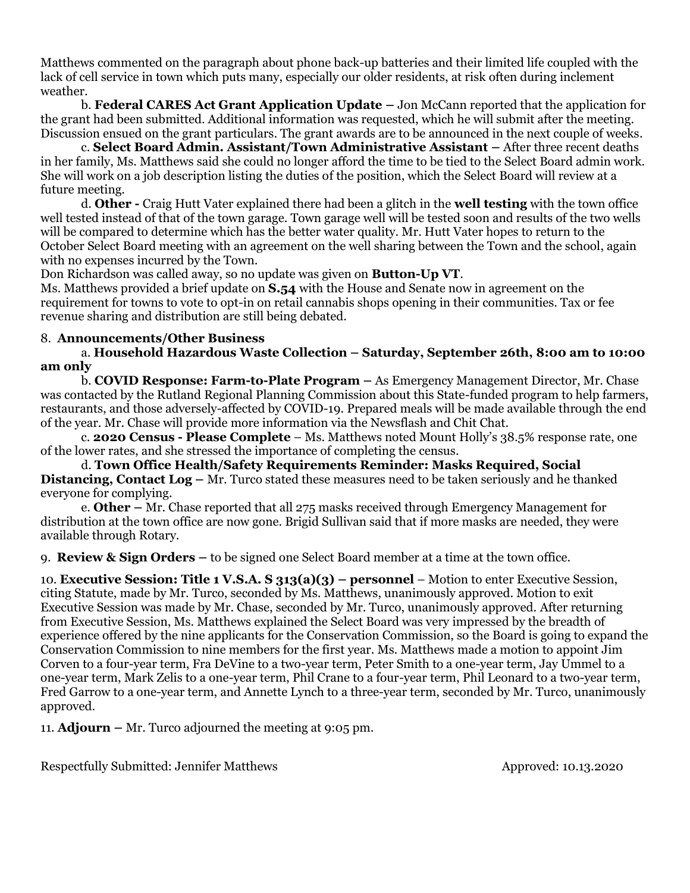Matthews commented on the paragraph about phone back-up batteries and their limited life coupled with the lack of cell service in town which puts many, especially our older residents, at risk often during inclement weather.

b. **Federal CARES Act Grant Application Update –** Jon McCann reported that the application for the grant had been submitted. Additional information was requested, which he will submit after the meeting. Discussion ensued on the grant particulars. The grant awards are to be announced in the next couple of weeks.

c. **Select Board Admin. Assistant/Town Administrative Assistant –** After three recent deaths in her family, Ms. Matthews said she could no longer afford the time to be tied to the Select Board admin work. She will work on a job description listing the duties of the position, which the Select Board will review at a future meeting.

d. **Other -** Craig Hutt Vater explained there had been a glitch in the **well testing** with the town office well tested instead of that of the town garage. Town garage well will be tested soon and results of the two wells will be compared to determine which has the better water quality. Mr. Hutt Vater hopes to return to the October Select Board meeting with an agreement on the well sharing between the Town and the school, again with no expenses incurred by the Town.

Don Richardson was called away, so no update was given on **Button-Up VT**.

Ms. Matthews provided a brief update on **S.54** with the House and Senate now in agreement on the requirement for towns to vote to opt-in on retail cannabis shops opening in their communities. Tax or fee revenue sharing and distribution are still being debated.

8. **Announcements/Other Business**

a. **Household Hazardous Waste Collection – Saturday, September 26th, 8:00 am to 10:00 am only**

b. **COVID Response: Farm-to-Plate Program –** As Emergency Management Director, Mr. Chase was contacted by the Rutland Regional Planning Commission about this State-funded program to help farmers, restaurants, and those adversely-affected by COVID-19. Prepared meals will be made available through the end of the year. Mr. Chase will provide more information via the Newsflash and Chit Chat.

c. **2020 Census - Please Complete** – Ms. Matthews noted Mount Holly's 38.5% response rate, one of the lower rates, and she stressed the importance of completing the census.

d. **Town Office Health/Safety Requirements Reminder: Masks Required, Social Distancing, Contact Log –** Mr. Turco stated these measures need to be taken seriously and he thanked everyone for complying.

e. **Other –** Mr. Chase reported that all 275 masks received through Emergency Management for distribution at the town office are now gone. Brigid Sullivan said that if more masks are needed, they were available through Rotary.

9. **Review & Sign Orders –** to be signed one Select Board member at a time at the town office.

10. **Executive Session: Title 1 V.S.A. S 313(a)(3) – personnel** – Motion to enter Executive Session, citing Statute, made by Mr. Turco, seconded by Ms. Matthews, unanimously approved. Motion to exit Executive Session was made by Mr. Chase, seconded by Mr. Turco, unanimously approved. After returning from Executive Session, Ms. Matthews explained the Select Board was very impressed by the breadth of experience offered by the nine applicants for the Conservation Commission, so the Board is going to expand the Conservation Commission to nine members for the first year. Ms. Matthews made a motion to appoint Jim Corven to a four-year term, Fra DeVine to a two-year term, Peter Smith to a one-year term, Jay Ummel to a one-year term, Mark Zelis to a one-year term, Phil Crane to a four-year term, Phil Leonard to a two-year term, Fred Garrow to a one-year term, and Annette Lynch to a three-year term, seconded by Mr. Turco, unanimously approved.

11. **Adjourn –** Mr. Turco adjourned the meeting at 9:05 pm.

Respectfully Submitted: Jennifer Matthews

Approved: 10.13.2020